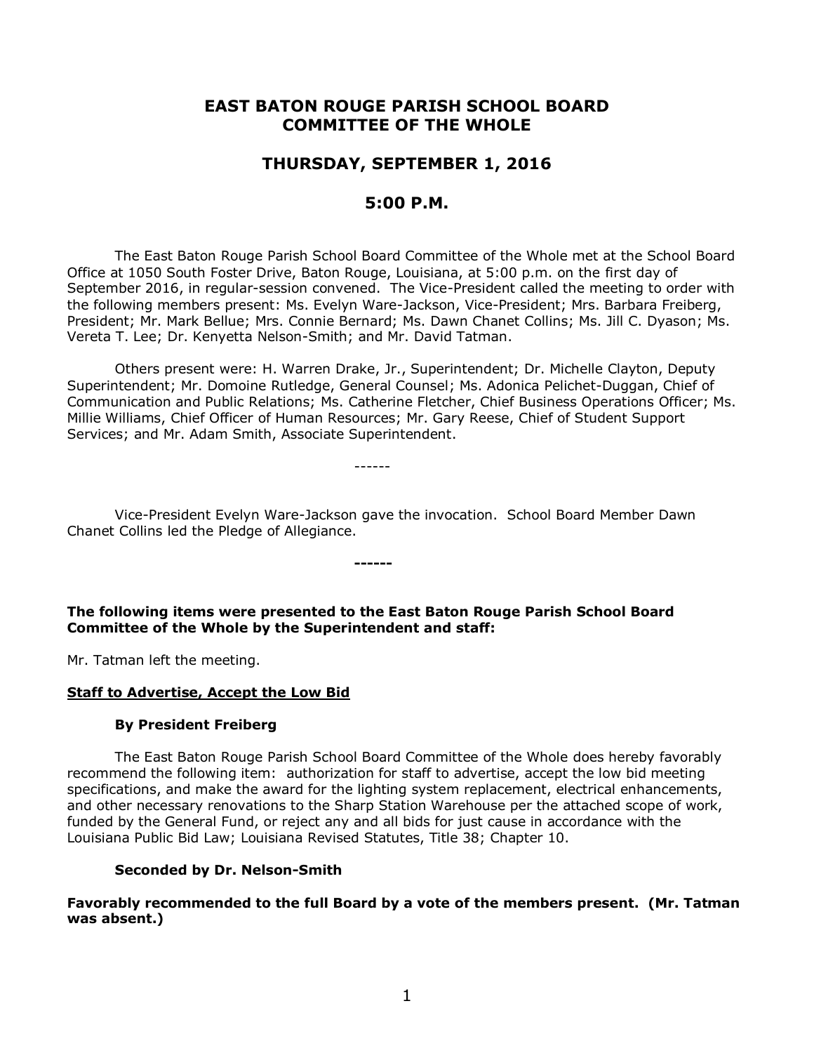# EAST BATON ROUGE PARISH SCHOOL BOARD COMMITTEE OF THE WHOLE

## THURSDAY, SEPTEMBER 1, 2016

## 5:00 P.M.

The East Baton Rouge Parish School Board Committee of the Whole met at the School Board Office at 1050 South Foster Drive, Baton Rouge, Louisiana, at 5:00 p.m. on the first day of September 2016, in regular-session convened. The Vice-President called the meeting to order with the following members present: Ms. Evelyn Ware-Jackson, Vice-President; Mrs. Barbara Freiberg, President; Mr. Mark Bellue; Mrs. Connie Bernard; Ms. Dawn Chanet Collins; Ms. Jill C. Dyason; Ms. Vereta T. Lee; Dr. Kenyetta Nelson-Smith; and Mr. David Tatman.

Others present were: H. Warren Drake, Jr., Superintendent; Dr. Michelle Clayton, Deputy Superintendent; Mr. Domoine Rutledge, General Counsel; Ms. Adonica Pelichet-Duggan, Chief of Communication and Public Relations; Ms. Catherine Fletcher, Chief Business Operations Officer; Ms. Millie Williams, Chief Officer of Human Resources; Mr. Gary Reese, Chief of Student Support Services; and Mr. Adam Smith, Associate Superintendent.

------

Vice-President Evelyn Ware-Jackson gave the invocation. School Board Member Dawn Chanet Collins led the Pledge of Allegiance.

**------**

**The following items were presented to the East Baton Rouge Parish School Board Committee of the Whole by the Superintendent and staff:**

Mr. Tatman left the meeting.

**<u>Staff to Advertise, Accept the Low Bid</u>**

**By President Freiberg**

The East Baton Rouge Parish School Board Committee of the Whole does hereby favorably recommend the following item: authorization for staff to advertise, accept the low bid meeting specifications, and make the award for the lighting system replacement, electrical enhancements, and other necessary renovations to the Sharp Station Warehouse per the attached scope of work, funded by the General Fund, or reject any and all bids for just cause in accordance with the Louisiana Public Bid Law; Louisiana Revised Statutes, Title 38; Chapter 10.

**Seconded by Dr. Nelson-Smith**

**Favorably recommended to the full Board by a vote of the members present. (Mr. Tatman was absent.)**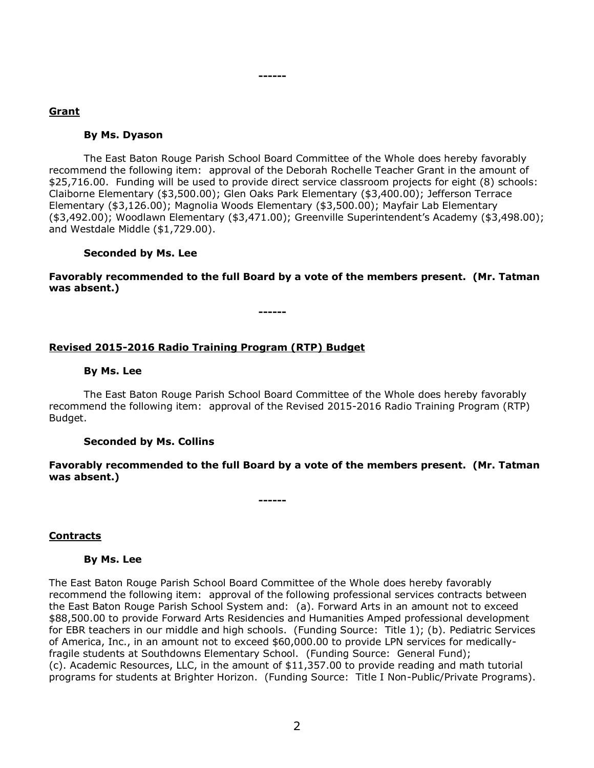------

**Grant**

**By Ms. Dyason**

The East Baton Rouge Parish School Board Committee of the Whole does hereby favorably recommend the following item: approval of the Deborah Rochelle Teacher Grant in the amount of $25,716.00. Funding will be used to provide direct service classroom projects for eight (8) schools: Claiborne Elementary ($3,500.00); Glen Oaks Park Elementary ($3,400.00); Jefferson Terrace Elementary ($3,126.00); Magnolia Woods Elementary ($3,500.00); Mayfair Lab Elementary ($3,492.00); Woodlawn Elementary ($3,471.00); Greenville Superintendent's Academy ($3,498.00); and Westdale Middle ($1,729.00).

**Seconded by Ms. Lee**

**Favorably recommended to the full Board by a vote of the members present. (Mr. Tatman was absent.)**

------

**Revised 2015-2016 Radio Training Program (RTP) Budget**

**By Ms. Lee**

The East Baton Rouge Parish School Board Committee of the Whole does hereby favorably recommend the following item: approval of the Revised 2015-2016 Radio Training Program (RTP) Budget.

**Seconded by Ms. Collins**

**Favorably recommended to the full Board by a vote of the members present. (Mr. Tatman was absent.)**

------

**Contracts**

**By Ms. Lee**

The East Baton Rouge Parish School Board Committee of the Whole does hereby favorably recommend the following item: approval of the following professional services contracts between the East Baton Rouge Parish School System and: (a). Forward Arts in an amount not to exceed $88,500.00 to provide Forward Arts Residencies and Humanities Amped professional development for EBR teachers in our middle and high schools. (Funding Source: Title 1); (b). Pediatric Services of America, Inc., in an amount not to exceed $60,000.00 to provide LPN services for medically-fragile students at Southdowns Elementary School. (Funding Source: General Fund); (c). Academic Resources, LLC, in the amount of $11,357.00 to provide reading and math tutorial programs for students at Brighter Horizon. (Funding Source: Title I Non-Public/Private Programs).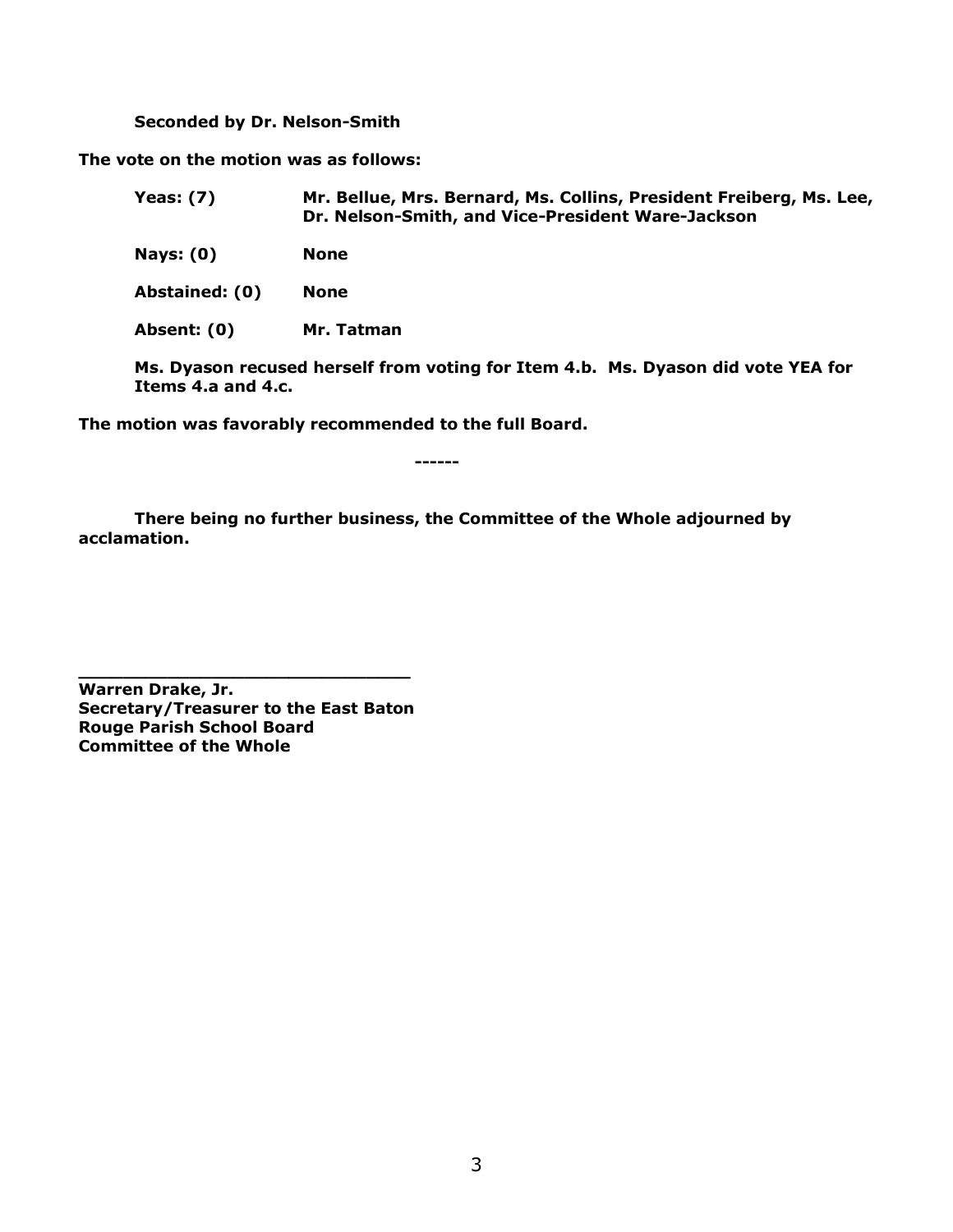**Seconded by Dr. Nelson-Smith**

**The vote on the motion was as follows:**

| | |
|---|---|
| **Yeas: (7)** | **Mr. Bellue, Mrs. Bernard, Ms. Collins, President Freiberg, Ms. Lee, Dr. Nelson-Smith, and Vice-President Ware-Jackson** |
| **Nays: (0)** | **None** |
| **Abstained: (0)** | **None** |
| **Absent: (0)** | **Mr. Tatman** |

**Ms. Dyason recused herself from voting for Item 4.b. Ms. Dyason did vote YEA for Items 4.a and 4.c.**

**The motion was favorably recommended to the full Board.**

**------**

**There being no further business, the Committee of the Whole adjourned by acclamation.**

**______________________________**
**Warren Drake, Jr.**
**Secretary/Treasurer to the East Baton Rouge Parish School Board**
**Committee of the Whole**